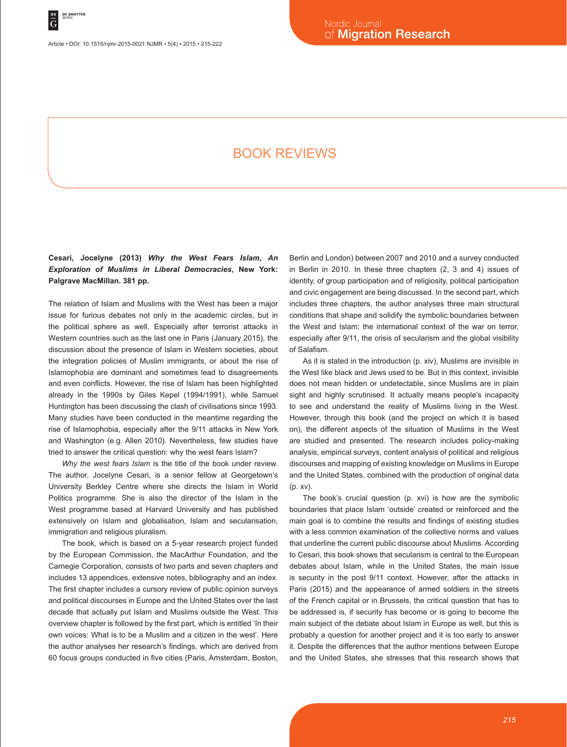# BOOK REVIEWS

**Cesari, Jocelyne (2013) *Why the West Fears Islam, An Exploration of Muslims in Liberal Democracies*, New York: Palgrave MacMillan. 381 pp.**

The relation of Islam and Muslims with the West has been a major issue for furious debates not only in the academic circles, but in the political sphere as well. Especially after terrorist attacks in Western countries such as the last one in Paris (January 2015), the discussion about the presence of Islam in Western societies, about the integration policies of Muslim immigrants, or about the rise of Islamophobia are dominant and sometimes lead to disagreements and even conflicts. However, the rise of Islam has been highlighted already in the 1990s by Giles Kepel (1994/1991), while Samuel Huntington has been discussing the clash of civilisations since 1993. Many studies have been conducted in the meantime regarding the rise of Islamophobia, especially after the 9/11 attacks in New York and Washington (e.g. Allen 2010). Nevertheless, few studies have tried to answer the critical question: why the west fears Islam?

*Why the west fears Islam* is the title of the book under review. The author, Jocelyne Cesari, is a senior fellow at Georgetown's University Berkley Centre where she directs the Islam in World Politics programme. She is also the director of the Islam in the West programme based at Harvard University and has published extensively on Islam and globalisation, Islam and secularisation, immigration and religious pluralism.

The book, which is based on a 5-year research project funded by the European Commission, the MacArthur Foundation, and the Carnegie Corporation, consists of two parts and seven chapters and includes 13 appendices, extensive notes, bibliography and an index. The first chapter includes a cursory review of public opinion surveys and political discourses in Europe and the United States over the last decade that actually put Islam and Muslims outside the West. This overview chapter is followed by the first part, which is entitled 'In their own voices: What is to be a Muslim and a citizen in the west'. Here the author analyses her research's findings, which are derived from 60 focus groups conducted in five cities (Paris, Amsterdam, Boston, Berlin and London) between 2007 and 2010 and a survey conducted in Berlin in 2010. In these three chapters (2, 3 and 4) issues of identity, of group participation and of religiosity, political participation and civic engagement are being discussed. In the second part, which includes three chapters, the author analyses three main structural conditions that shape and solidify the symbolic boundaries between the West and Islam: the international context of the war on terror, especially after 9/11, the crisis of secularism and the global visibility of Salafism.

As it is stated in the introduction (p. xiv), Muslims are invisible in the West like black and Jews used to be. But in this context, invisible does not mean hidden or undetectable, since Muslims are in plain sight and highly scrutinised. It actually means people's incapacity to see and understand the reality of Muslims living in the West. However, through this book (and the project on which it is based on), the different aspects of the situation of Muslims in the West are studied and presented. The research includes policy-making analysis, empirical surveys, content analysis of political and religious discourses and mapping of existing knowledge on Muslims in Europe and the United States, combined with the production of original data (p. xv).

The book's crucial question (p. xvi) is how are the symbolic boundaries that place Islam 'outside' created or reinforced and the main goal is to combine the results and findings of existing studies with a less common examination of the collective norms and values that underline the current public discourse about Muslims. According to Cesari, this book shows that secularism is central to the European debates about Islam, while in the United States, the main issue is security in the post 9/11 context. However, after the attacks in Paris (2015) and the appearance of armed soldiers in the streets of the French capital or in Brussels, the critical question that has to be addressed is, if security has become or is going to become the main subject of the debate about Islam in Europe as well, but this is probably a question for another project and it is too early to answer it. Despite the differences that the author mentions between Europe and the United States, she stresses that this research shows that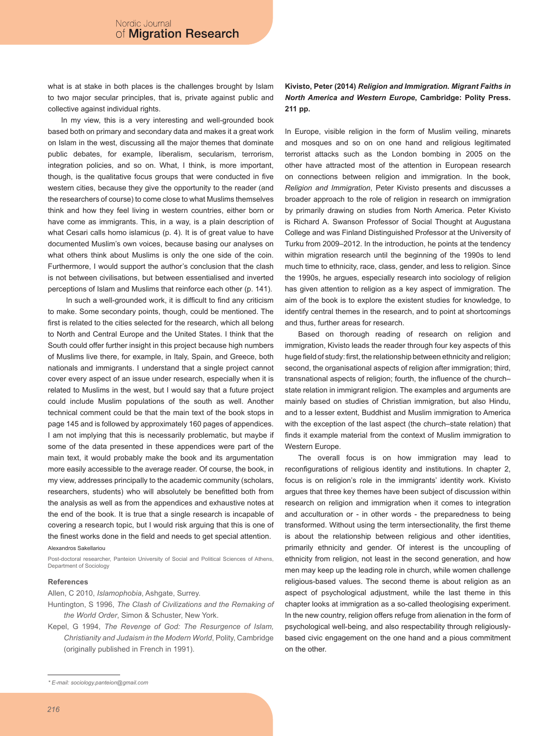what is at stake in both places is the challenges brought by Islam to two major secular principles, that is, private against public and collective against individual rights.

In my view, this is a very interesting and well-grounded book based both on primary and secondary data and makes it a great work on Islam in the west, discussing all the major themes that dominate public debates, for example, liberalism, secularism, terrorism, integration policies, and so on. What, I think, is more important, though, is the qualitative focus groups that were conducted in five western cities, because they give the opportunity to the reader (and the researchers of course) to come close to what Muslims themselves think and how they feel living in western countries, either born or have come as immigrants. This, in a way, is a plain description of what Cesari calls homo islamicus (p. 4). It is of great value to have documented Muslim's own voices, because basing our analyses on what others think about Muslims is only the one side of the coin. Furthermore, I would support the author's conclusion that the clash is not between civilisations, but between essentialised and inverted perceptions of Islam and Muslims that reinforce each other (p. 141).

In such a well-grounded work, it is difficult to find any criticism to make. Some secondary points, though, could be mentioned. The first is related to the cities selected for the research, which all belong to North and Central Europe and the United States. I think that the South could offer further insight in this project because high numbers of Muslims live there, for example, in Italy, Spain, and Greece, both nationals and immigrants. I understand that a single project cannot cover every aspect of an issue under research, especially when it is related to Muslims in the west, but I would say that a future project could include Muslim populations of the south as well. Another technical comment could be that the main text of the book stops in page 145 and is followed by approximately 160 pages of appendices. I am not implying that this is necessarily problematic, but maybe if some of the data presented in these appendices were part of the main text, it would probably make the book and its argumentation more easily accessible to the average reader. Of course, the book, in my view, addresses principally to the academic community (scholars, researchers, students) who will absolutely be benefitted both from the analysis as well as from the appendices and exhaustive notes at the end of the book. It is true that a single research is incapable of covering a research topic, but I would risk arguing that this is one of the finest works done in the field and needs to get special attention.

Alexandros Sakellariou

Post-doctoral researcher, Panteion University of Social and Political Sciences of Athens, Department of Sociology

### References

Allen, C 2010, *Islamophobia*, Ashgate, Surrey.

Huntington, S 1996, *The Clash of Civilizations and the Remaking of the World Order*, Simon & Schuster, New York.

Kepel, G 1994, *The Revenge of God: The Resurgence of Islam, Christianity and Judaism in the Modern World*, Polity, Cambridge (originally published in French in 1991).

\* E-mail: sociology.panteion@gmail.com

**Kivisto, Peter (2014) *Religion and Immigration. Migrant Faiths in North America and Western Europe*, Cambridge: Polity Press. 211 pp.**

In Europe, visible religion in the form of Muslim veiling, minarets and mosques and so on on one hand and religious legitimated terrorist attacks such as the London bombing in 2005 on the other have attracted most of the attention in European research on connections between religion and immigration. In the book, *Religion and Immigration*, Peter Kivisto presents and discusses a broader approach to the role of religion in research on immigration by primarily drawing on studies from North America. Peter Kivisto is Richard A. Swanson Professor of Social Thought at Augustana College and was Finland Distinguished Professor at the University of Turku from 2009–2012. In the introduction, he points at the tendency within migration research until the beginning of the 1990s to lend much time to ethnicity, race, class, gender, and less to religion. Since the 1990s, he argues, especially research into sociology of religion has given attention to religion as a key aspect of immigration. The aim of the book is to explore the existent studies for knowledge, to identify central themes in the research, and to point at shortcomings and thus, further areas for research.

Based on thorough reading of research on religion and immigration, Kivisto leads the reader through four key aspects of this huge field of study: first, the relationship between ethnicity and religion; second, the organisational aspects of religion after immigration; third, transnational aspects of religion; fourth, the influence of the church–state relation in immigrant religion. The examples and arguments are mainly based on studies of Christian immigration, but also Hindu, and to a lesser extent, Buddhist and Muslim immigration to America with the exception of the last aspect (the church–state relation) that finds it example material from the context of Muslim immigration to Western Europe.

The overall focus is on how immigration may lead to reconfigurations of religious identity and institutions. In chapter 2, focus is on religion's role in the immigrants' identity work. Kivisto argues that three key themes have been subject of discussion within research on religion and immigration when it comes to integration and acculturation or - in other words - the preparedness to being transformed. Without using the term intersectionality, the first theme is about the relationship between religious and other identities, primarily ethnicity and gender. Of interest is the uncoupling of ethnicity from religion, not least in the second generation, and how men may keep up the leading role in church, while women challenge religious-based values. The second theme is about religion as an aspect of psychological adjustment, while the last theme in this chapter looks at immigration as a so-called theologising experiment. In the new country, religion offers refuge from alienation in the form of psychological well-being, and also respectability through religiously-based civic engagement on the one hand and a pious commitment on the other.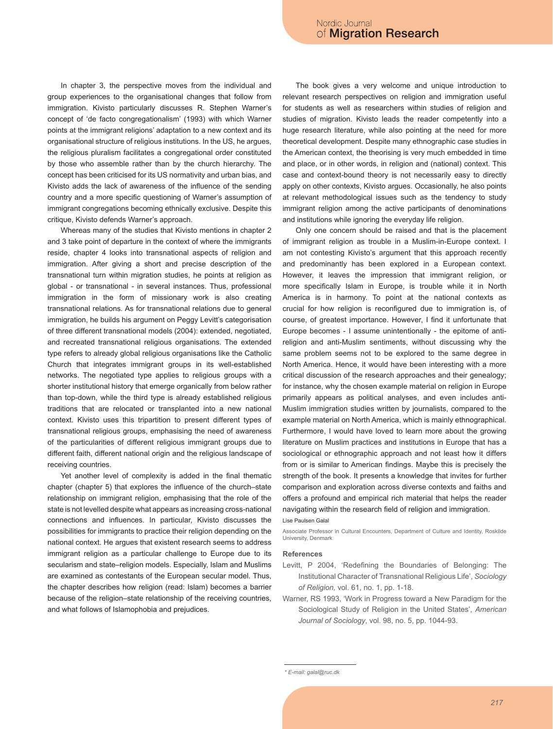In chapter 3, the perspective moves from the individual and group experiences to the organisational changes that follow from immigration. Kivisto particularly discusses R. Stephen Warner's concept of 'de facto congregationalism' (1993) with which Warner points at the immigrant religions' adaptation to a new context and its organisational structure of religious institutions. In the US, he argues, the religious pluralism facilitates a congregational order constituted by those who assemble rather than by the church hierarchy. The concept has been criticised for its US normativity and urban bias, and Kivisto adds the lack of awareness of the influence of the sending country and a more specific questioning of Warner's assumption of immigrant congregations becoming ethnically exclusive. Despite this critique, Kivisto defends Warner's approach.

Whereas many of the studies that Kivisto mentions in chapter 2 and 3 take point of departure in the context of where the immigrants reside, chapter 4 looks into transnational aspects of religion and immigration. After giving a short and precise description of the transnational turn within migration studies, he points at religion as global - or transnational - in several instances. Thus, professional immigration in the form of missionary work is also creating transnational relations. As for transnational relations due to general immigration, he builds his argument on Peggy Levitt's categorisation of three different transnational models (2004): extended, negotiated, and recreated transnational religious organisations. The extended type refers to already global religious organisations like the Catholic Church that integrates immigrant groups in its well-established networks. The negotiated type applies to religious groups with a shorter institutional history that emerge organically from below rather than top-down, while the third type is already established religious traditions that are relocated or transplanted into a new national context. Kivisto uses this tripartition to present different types of transnational religious groups, emphasising the need of awareness of the particularities of different religious immigrant groups due to different faith, different national origin and the religious landscape of receiving countries.

Yet another level of complexity is added in the final thematic chapter (chapter 5) that explores the influence of the church–state relationship on immigrant religion, emphasising that the role of the state is not levelled despite what appears as increasing cross-national connections and influences. In particular, Kivisto discusses the possibilities for immigrants to practice their religion depending on the national context. He argues that existent research seems to address immigrant religion as a particular challenge to Europe due to its secularism and state–religion models. Especially, Islam and Muslims are examined as contestants of the European secular model. Thus, the chapter describes how religion (read: Islam) becomes a barrier because of the religion–state relationship of the receiving countries, and what follows of Islamophobia and prejudices.

The book gives a very welcome and unique introduction to relevant research perspectives on religion and immigration useful for students as well as researchers within studies of religion and studies of migration. Kivisto leads the reader competently into a huge research literature, while also pointing at the need for more theoretical development. Despite many ethnographic case studies in the American context, the theorising is very much embedded in time and place, or in other words, in religion and (national) context. This case and context-bound theory is not necessarily easy to directly apply on other contexts, Kivisto argues. Occasionally, he also points at relevant methodological issues such as the tendency to study immigrant religion among the active participants of denominations and institutions while ignoring the everyday life religion.

Only one concern should be raised and that is the placement of immigrant religion as trouble in a Muslim-in-Europe context. I am not contesting Kivisto's argument that this approach recently and predominantly has been explored in a European context. However, it leaves the impression that immigrant religion, or more specifically Islam in Europe, is trouble while it in North America is in harmony. To point at the national contexts as crucial for how religion is reconfigured due to immigration is, of course, of greatest importance. However, I find it unfortunate that Europe becomes - I assume unintentionally - the epitome of anti-religion and anti-Muslim sentiments, without discussing why the same problem seems not to be explored to the same degree in North America. Hence, it would have been interesting with a more critical discussion of the research approaches and their genealogy; for instance, why the chosen example material on religion in Europe primarily appears as political analyses, and even includes anti-Muslim immigration studies written by journalists, compared to the example material on North America, which is mainly ethnographical. Furthermore, I would have loved to learn more about the growing literature on Muslim practices and institutions in Europe that has a sociological or ethnographic approach and not least how it differs from or is similar to American findings. Maybe this is precisely the strength of the book. It presents a knowledge that invites for further comparison and exploration across diverse contexts and faiths and offers a profound and empirical rich material that helps the reader navigating within the research field of religion and immigration.

Lise Paulsen Galal

Associate Professor in Cultural Encounters, Department of Culture and Identity, Roskilde University, Denmark

### References

Levitt, P 2004, 'Redefining the Boundaries of Belonging: The Institutional Character of Transnational Religious Life', *Sociology of Religion,* vol. 61, no. 1, pp. 1-18.

Warner, RS 1993, 'Work in Progress toward a New Paradigm for the Sociological Study of Religion in the United States', *American Journal of Sociology*, vol. 98, no. 5, pp. 1044-93.

\* *E-mail: galal@ruc.dk*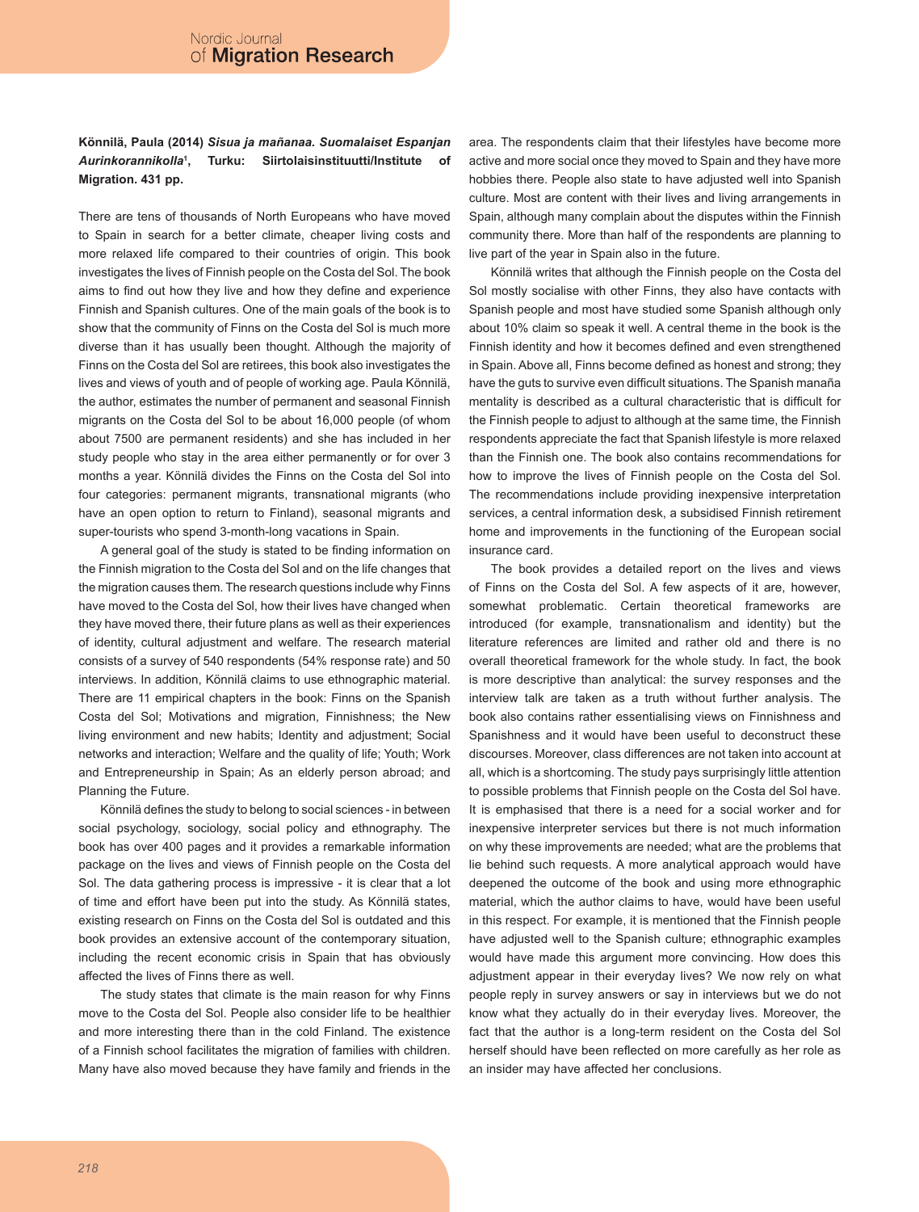**Könnilä, Paula (2014) *Sisua ja mañanaa. Suomalaiset Espanjan Aurinkorannikolla*[1], Turku: Siirtolaisinstituutti/Institute of Migration. 431 pp.**

There are tens of thousands of North Europeans who have moved to Spain in search for a better climate, cheaper living costs and more relaxed life compared to their countries of origin. This book investigates the lives of Finnish people on the Costa del Sol. The book aims to find out how they live and how they define and experience Finnish and Spanish cultures. One of the main goals of the book is to show that the community of Finns on the Costa del Sol is much more diverse than it has usually been thought. Although the majority of Finns on the Costa del Sol are retirees, this book also investigates the lives and views of youth and of people of working age. Paula Könnilä, the author, estimates the number of permanent and seasonal Finnish migrants on the Costa del Sol to be about 16,000 people (of whom about 7500 are permanent residents) and she has included in her study people who stay in the area either permanently or for over 3 months a year. Könnilä divides the Finns on the Costa del Sol into four categories: permanent migrants, transnational migrants (who have an open option to return to Finland), seasonal migrants and super-tourists who spend 3-month-long vacations in Spain.

A general goal of the study is stated to be finding information on the Finnish migration to the Costa del Sol and on the life changes that the migration causes them. The research questions include why Finns have moved to the Costa del Sol, how their lives have changed when they have moved there, their future plans as well as their experiences of identity, cultural adjustment and welfare. The research material consists of a survey of 540 respondents (54% response rate) and 50 interviews. In addition, Könnilä claims to use ethnographic material. There are 11 empirical chapters in the book: Finns on the Spanish Costa del Sol; Motivations and migration, Finnishness; the New living environment and new habits; Identity and adjustment; Social networks and interaction; Welfare and the quality of life; Youth; Work and Entrepreneurship in Spain; As an elderly person abroad; and Planning the Future.

Könnilä defines the study to belong to social sciences - in between social psychology, sociology, social policy and ethnography. The book has over 400 pages and it provides a remarkable information package on the lives and views of Finnish people on the Costa del Sol. The data gathering process is impressive - it is clear that a lot of time and effort have been put into the study. As Könnilä states, existing research on Finns on the Costa del Sol is outdated and this book provides an extensive account of the contemporary situation, including the recent economic crisis in Spain that has obviously affected the lives of Finns there as well.

The study states that climate is the main reason for why Finns move to the Costa del Sol. People also consider life to be healthier and more interesting there than in the cold Finland. The existence of a Finnish school facilitates the migration of families with children. Many have also moved because they have family and friends in the area. The respondents claim that their lifestyles have become more active and more social once they moved to Spain and they have more hobbies there. People also state to have adjusted well into Spanish culture. Most are content with their lives and living arrangements in Spain, although many complain about the disputes within the Finnish community there. More than half of the respondents are planning to live part of the year in Spain also in the future.

Könnilä writes that although the Finnish people on the Costa del Sol mostly socialise with other Finns, they also have contacts with Spanish people and most have studied some Spanish although only about 10% claim so speak it well. A central theme in the book is the Finnish identity and how it becomes defined and even strengthened in Spain. Above all, Finns become defined as honest and strong; they have the guts to survive even difficult situations. The Spanish manaña mentality is described as a cultural characteristic that is difficult for the Finnish people to adjust to although at the same time, the Finnish respondents appreciate the fact that Spanish lifestyle is more relaxed than the Finnish one. The book also contains recommendations for how to improve the lives of Finnish people on the Costa del Sol. The recommendations include providing inexpensive interpretation services, a central information desk, a subsidised Finnish retirement home and improvements in the functioning of the European social insurance card.

The book provides a detailed report on the lives and views of Finns on the Costa del Sol. A few aspects of it are, however, somewhat problematic. Certain theoretical frameworks are introduced (for example, transnationalism and identity) but the literature references are limited and rather old and there is no overall theoretical framework for the whole study. In fact, the book is more descriptive than analytical: the survey responses and the interview talk are taken as a truth without further analysis. The book also contains rather essentialising views on Finnishness and Spanishness and it would have been useful to deconstruct these discourses. Moreover, class differences are not taken into account at all, which is a shortcoming. The study pays surprisingly little attention to possible problems that Finnish people on the Costa del Sol have. It is emphasised that there is a need for a social worker and for inexpensive interpreter services but there is not much information on why these improvements are needed; what are the problems that lie behind such requests. A more analytical approach would have deepened the outcome of the book and using more ethnographic material, which the author claims to have, would have been useful in this respect. For example, it is mentioned that the Finnish people have adjusted well to the Spanish culture; ethnographic examples would have made this argument more convincing. How does this adjustment appear in their everyday lives? We now rely on what people reply in survey answers or say in interviews but we do not know what they actually do in their everyday lives. Moreover, the fact that the author is a long-term resident on the Costa del Sol herself should have been reflected on more carefully as her role as an insider may have affected her conclusions.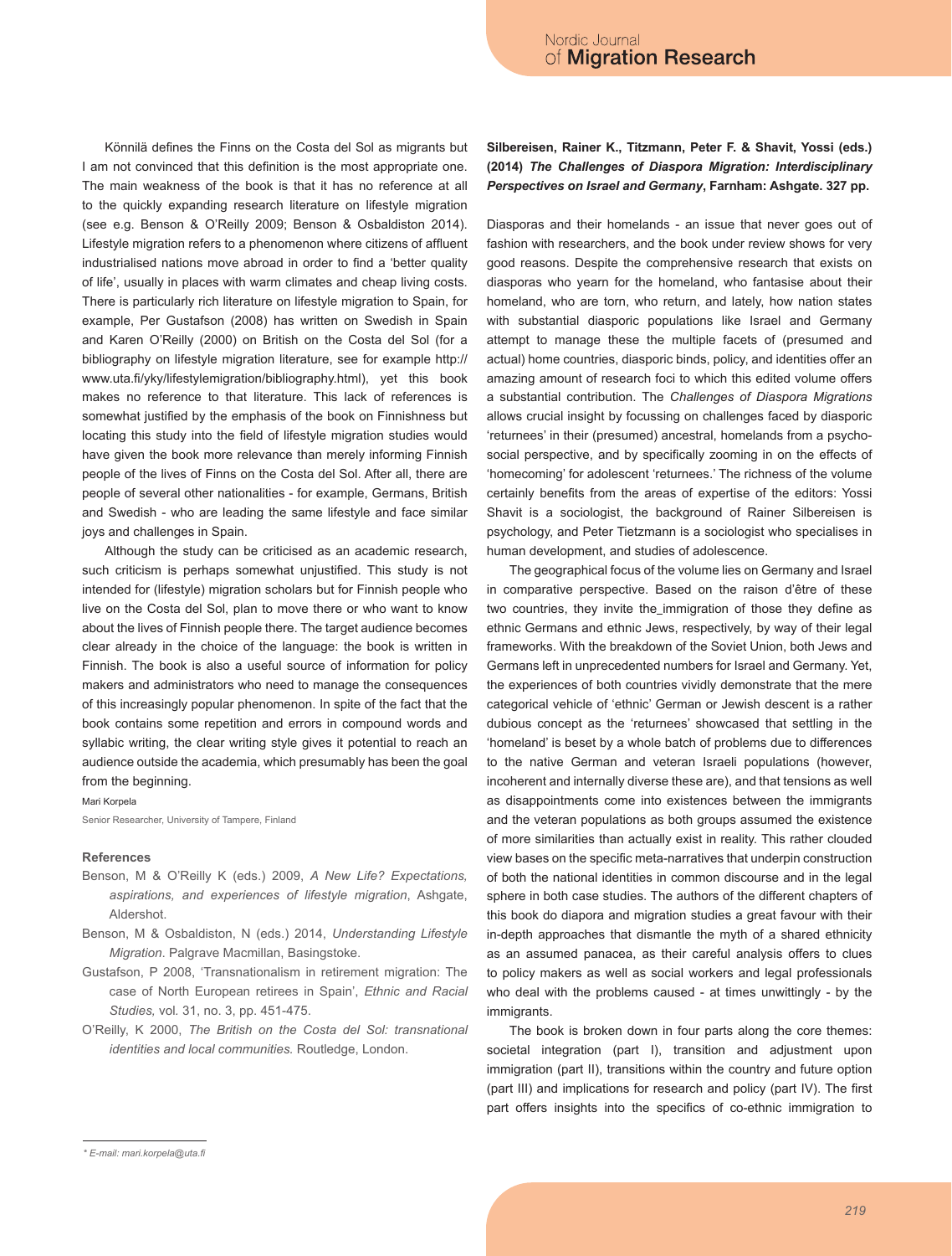Könnilä defines the Finns on the Costa del Sol as migrants but I am not convinced that this definition is the most appropriate one. The main weakness of the book is that it has no reference at all to the quickly expanding research literature on lifestyle migration (see e.g. Benson & O'Reilly 2009; Benson & Osbaldiston 2014). Lifestyle migration refers to a phenomenon where citizens of affluent industrialised nations move abroad in order to find a 'better quality of life', usually in places with warm climates and cheap living costs. There is particularly rich literature on lifestyle migration to Spain, for example, Per Gustafson (2008) has written on Swedish in Spain and Karen O'Reilly (2000) on British on the Costa del Sol (for a bibliography on lifestyle migration literature, see for example http://www.uta.fi/yky/lifestylemigration/bibliography.html), yet this book makes no reference to that literature. This lack of references is somewhat justified by the emphasis of the book on Finnishness but locating this study into the field of lifestyle migration studies would have given the book more relevance than merely informing Finnish people of the lives of Finns on the Costa del Sol. After all, there are people of several other nationalities - for example, Germans, British and Swedish - who are leading the same lifestyle and face similar joys and challenges in Spain.

Although the study can be criticised as an academic research, such criticism is perhaps somewhat unjustified. This study is not intended for (lifestyle) migration scholars but for Finnish people who live on the Costa del Sol, plan to move there or who want to know about the lives of Finnish people there. The target audience becomes clear already in the choice of the language: the book is written in Finnish. The book is also a useful source of information for policy makers and administrators who need to manage the consequences of this increasingly popular phenomenon. In spite of the fact that the book contains some repetition and errors in compound words and syllabic writing, the clear writing style gives it potential to reach an audience outside the academia, which presumably has been the goal from the beginning.

Mari Korpela

Senior Researcher, University of Tampere, Finland

**References**

Benson, M & O'Reilly K (eds.) 2009, *A New Life? Expectations, aspirations, and experiences of lifestyle migration*, Ashgate, Aldershot.

Benson, M & Osbaldiston, N (eds.) 2014, *Understanding Lifestyle Migration*. Palgrave Macmillan, Basingstoke.

Gustafson, P 2008, 'Transnationalism in retirement migration: The case of North European retirees in Spain', *Ethnic and Racial Studies,* vol. 31, no. 3, pp. 451-475.

O'Reilly, K 2000, *The British on the Costa del Sol: transnational identities and local communities.* Routledge, London.

\* E-mail: mari.korpela@uta.fi

**Silbereisen, Rainer K., Titzmann, Peter F. & Shavit, Yossi (eds.) (2014) *The Challenges of Diaspora Migration: Interdisciplinary Perspectives on Israel and Germany*, Farnham: Ashgate. 327 pp.**

Diasporas and their homelands - an issue that never goes out of fashion with researchers, and the book under review shows for very good reasons. Despite the comprehensive research that exists on diasporas who yearn for the homeland, who fantasise about their homeland, who are torn, who return, and lately, how nation states with substantial diasporic populations like Israel and Germany attempt to manage these the multiple facets of (presumed and actual) home countries, diasporic binds, policy, and identities offer an amazing amount of research foci to which this edited volume offers a substantial contribution. The *Challenges of Diaspora Migrations* allows crucial insight by focussing on challenges faced by diasporic 'returnees' in their (presumed) ancestral, homelands from a psycho-social perspective, and by specifically zooming in on the effects of 'homecoming' for adolescent 'returnees.' The richness of the volume certainly benefits from the areas of expertise of the editors: Yossi Shavit is a sociologist, the background of Rainer Silbereisen is psychology, and Peter Tietzmann is a sociologist who specialises in human development, and studies of adolescence.

The geographical focus of the volume lies on Germany and Israel in comparative perspective. Based on the raison d'être of these two countries, they invite the_immigration of those they define as ethnic Germans and ethnic Jews, respectively, by way of their legal frameworks. With the breakdown of the Soviet Union, both Jews and Germans left in unprecedented numbers for Israel and Germany. Yet, the experiences of both countries vividly demonstrate that the mere categorical vehicle of 'ethnic' German or Jewish descent is a rather dubious concept as the 'returnees' showcased that settling in the 'homeland' is beset by a whole batch of problems due to differences to the native German and veteran Israeli populations (however, incoherent and internally diverse these are), and that tensions as well as disappointments come into existences between the immigrants and the veteran populations as both groups assumed the existence of more similarities than actually exist in reality. This rather clouded view bases on the specific meta-narratives that underpin construction of both the national identities in common discourse and in the legal sphere in both case studies. The authors of the different chapters of this book do diapora and migration studies a great favour with their in-depth approaches that dismantle the myth of a shared ethnicity as an assumed panacea, as their careful analysis offers to clues to policy makers as well as social workers and legal professionals who deal with the problems caused - at times unwittingly - by the immigrants.

The book is broken down in four parts along the core themes: societal integration (part I), transition and adjustment upon immigration (part II), transitions within the country and future option (part III) and implications for research and policy (part IV). The first part offers insights into the specifics of co-ethnic immigration to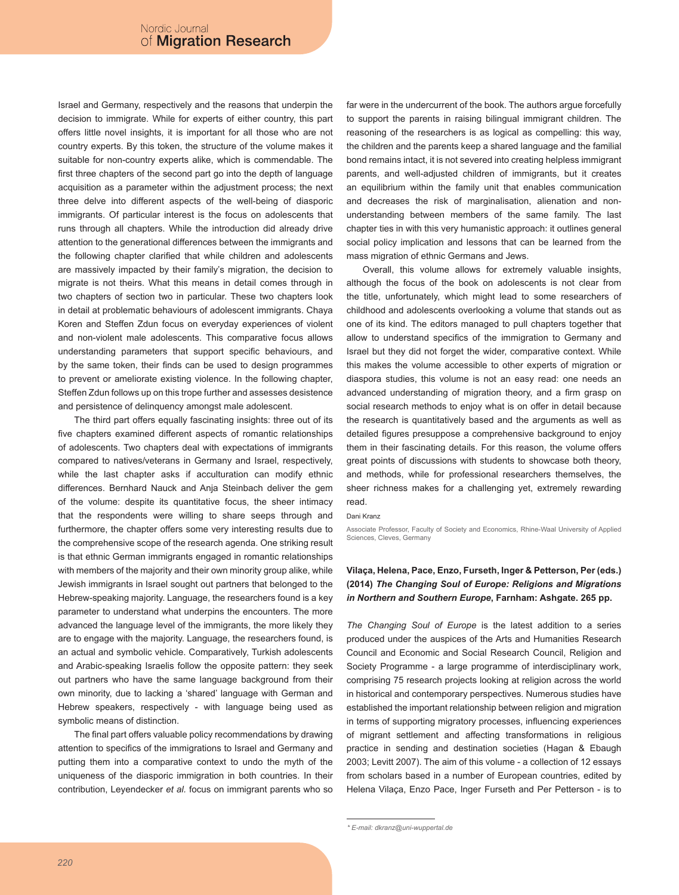Israel and Germany, respectively and the reasons that underpin the decision to immigrate. While for experts of either country, this part offers little novel insights, it is important for all those who are not country experts. By this token, the structure of the volume makes it suitable for non-country experts alike, which is commendable. The first three chapters of the second part go into the depth of language acquisition as a parameter within the adjustment process; the next three delve into different aspects of the well-being of diasporic immigrants. Of particular interest is the focus on adolescents that runs through all chapters. While the introduction did already drive attention to the generational differences between the immigrants and the following chapter clarified that while children and adolescents are massively impacted by their family's migration, the decision to migrate is not theirs. What this means in detail comes through in two chapters of section two in particular. These two chapters look in detail at problematic behaviours of adolescent immigrants. Chaya Koren and Steffen Zdun focus on everyday experiences of violent and non-violent male adolescents. This comparative focus allows understanding parameters that support specific behaviours, and by the same token, their finds can be used to design programmes to prevent or ameliorate existing violence. In the following chapter, Steffen Zdun follows up on this trope further and assesses desistence and persistence of delinquency amongst male adolescent.

The third part offers equally fascinating insights: three out of its five chapters examined different aspects of romantic relationships of adolescents. Two chapters deal with expectations of immigrants compared to natives/veterans in Germany and Israel, respectively, while the last chapter asks if acculturation can modify ethnic differences. Bernhard Nauck and Anja Steinbach deliver the gem of the volume: despite its quantitative focus, the sheer intimacy that the respondents were willing to share seeps through and furthermore, the chapter offers some very interesting results due to the comprehensive scope of the research agenda. One striking result is that ethnic German immigrants engaged in romantic relationships with members of the majority and their own minority group alike, while Jewish immigrants in Israel sought out partners that belonged to the Hebrew-speaking majority. Language, the researchers found is a key parameter to understand what underpins the encounters. The more advanced the language level of the immigrants, the more likely they are to engage with the majority. Language, the researchers found, is an actual and symbolic vehicle. Comparatively, Turkish adolescents and Arabic-speaking Israelis follow the opposite pattern: they seek out partners who have the same language background from their own minority, due to lacking a 'shared' language with German and Hebrew speakers, respectively - with language being used as symbolic means of distinction.

The final part offers valuable policy recommendations by drawing attention to specifics of the immigrations to Israel and Germany and putting them into a comparative context to undo the myth of the uniqueness of the diasporic immigration in both countries. In their contribution, Leyendecker *et al.* focus on immigrant parents who so far were in the undercurrent of the book. The authors argue forcefully to support the parents in raising bilingual immigrant children. The reasoning of the researchers is as logical as compelling: this way, the children and the parents keep a shared language and the familial bond remains intact, it is not severed into creating helpless immigrant parents, and well-adjusted children of immigrants, but it creates an equilibrium within the family unit that enables communication and decreases the risk of marginalisation, alienation and non-understanding between members of the same family. The last chapter ties in with this very humanistic approach: it outlines general social policy implication and lessons that can be learned from the mass migration of ethnic Germans and Jews.

Overall, this volume allows for extremely valuable insights, although the focus of the book on adolescents is not clear from the title, unfortunately, which might lead to some researchers of childhood and adolescents overlooking a volume that stands out as one of its kind. The editors managed to pull chapters together that allow to understand specifics of the immigration to Germany and Israel but they did not forget the wider, comparative context. While this makes the volume accessible to other experts of migration or diaspora studies, this volume is not an easy read: one needs an advanced understanding of migration theory, and a firm grasp on social research methods to enjoy what is on offer in detail because the research is quantitatively based and the arguments as well as detailed figures presuppose a comprehensive background to enjoy them in their fascinating details. For this reason, the volume offers great points of discussions with students to showcase both theory, and methods, while for professional researchers themselves, the sheer richness makes for a challenging yet, extremely rewarding read.

Dani Kranz

Associate Professor, Faculty of Society and Economics, Rhine-Waal University of Applied Sciences, Cleves, Germany

**Vilaça, Helena, Pace, Enzo, Furseth, Inger & Petterson, Per (eds.) (2014) *The Changing Soul of Europe: Religions and Migrations in Northern and Southern Europe*, Farnham: Ashgate. 265 pp.**

*The Changing Soul of Europe* is the latest addition to a series produced under the auspices of the Arts and Humanities Research Council and Economic and Social Research Council, Religion and Society Programme - a large programme of interdisciplinary work, comprising 75 research projects looking at religion across the world in historical and contemporary perspectives. Numerous studies have established the important relationship between religion and migration in terms of supporting migratory processes, influencing experiences of migrant settlement and affecting transformations in religious practice in sending and destination societies (Hagan & Ebaugh 2003; Levitt 2007). The aim of this volume - a collection of 12 essays from scholars based in a number of European countries, edited by Helena Vilaça, Enzo Pace, Inger Furseth and Per Petterson - is to

\* *E-mail: dkranz@uni-wuppertal.de*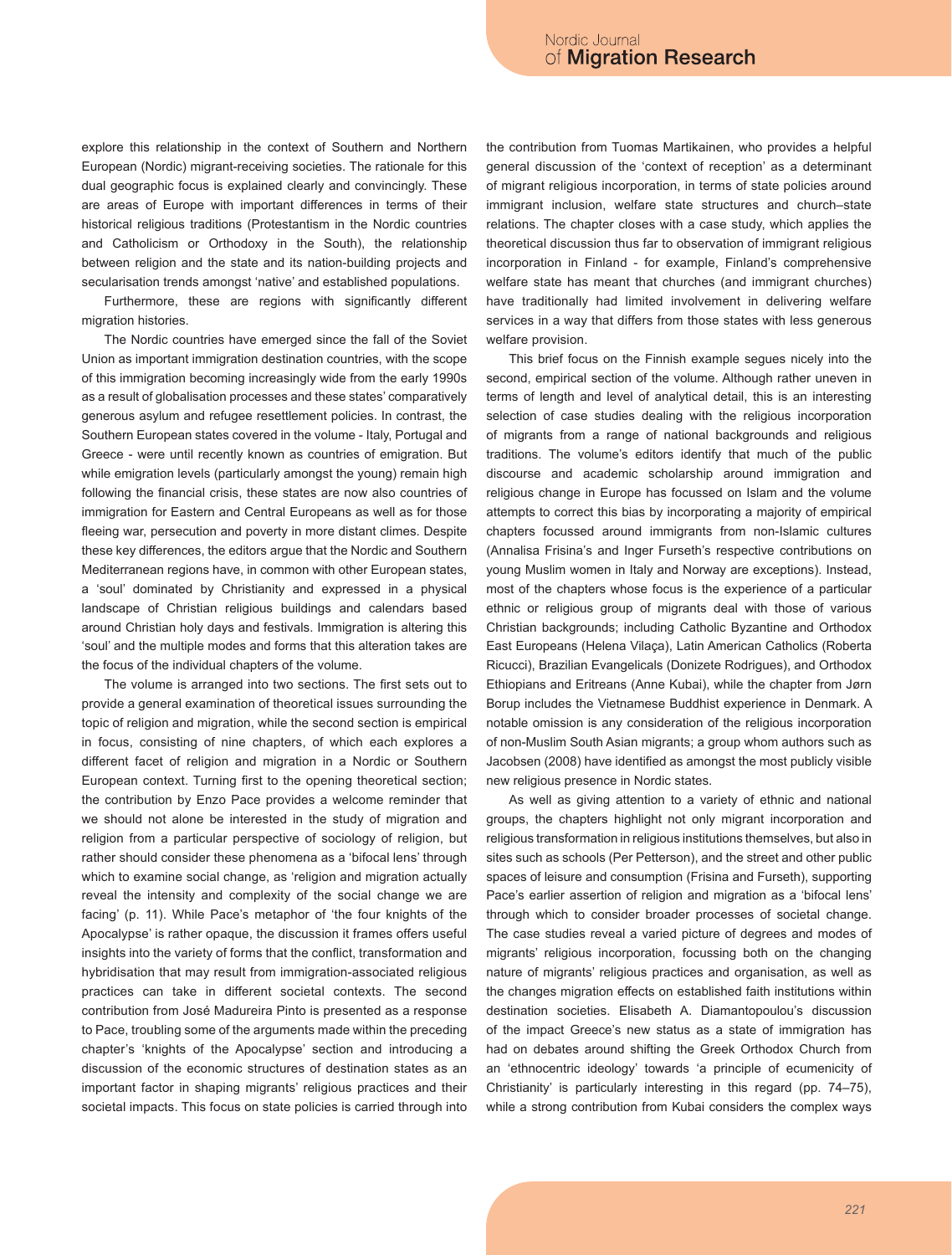explore this relationship in the context of Southern and Northern European (Nordic) migrant-receiving societies. The rationale for this dual geographic focus is explained clearly and convincingly. These are areas of Europe with important differences in terms of their historical religious traditions (Protestantism in the Nordic countries and Catholicism or Orthodoxy in the South), the relationship between religion and the state and its nation-building projects and secularisation trends amongst 'native' and established populations.

Furthermore, these are regions with significantly different migration histories.

The Nordic countries have emerged since the fall of the Soviet Union as important immigration destination countries, with the scope of this immigration becoming increasingly wide from the early 1990s as a result of globalisation processes and these states' comparatively generous asylum and refugee resettlement policies. In contrast, the Southern European states covered in the volume - Italy, Portugal and Greece - were until recently known as countries of emigration. But while emigration levels (particularly amongst the young) remain high following the financial crisis, these states are now also countries of immigration for Eastern and Central Europeans as well as for those fleeing war, persecution and poverty in more distant climes. Despite these key differences, the editors argue that the Nordic and Southern Mediterranean regions have, in common with other European states, a 'soul' dominated by Christianity and expressed in a physical landscape of Christian religious buildings and calendars based around Christian holy days and festivals. Immigration is altering this 'soul' and the multiple modes and forms that this alteration takes are the focus of the individual chapters of the volume.

The volume is arranged into two sections. The first sets out to provide a general examination of theoretical issues surrounding the topic of religion and migration, while the second section is empirical in focus, consisting of nine chapters, of which each explores a different facet of religion and migration in a Nordic or Southern European context. Turning first to the opening theoretical section; the contribution by Enzo Pace provides a welcome reminder that we should not alone be interested in the study of migration and religion from a particular perspective of sociology of religion, but rather should consider these phenomena as a 'bifocal lens' through which to examine social change, as 'religion and migration actually reveal the intensity and complexity of the social change we are facing' (p. 11). While Pace's metaphor of 'the four knights of the Apocalypse' is rather opaque, the discussion it frames offers useful insights into the variety of forms that the conflict, transformation and hybridisation that may result from immigration-associated religious practices can take in different societal contexts. The second contribution from José Madureira Pinto is presented as a response to Pace, troubling some of the arguments made within the preceding chapter's 'knights of the Apocalypse' section and introducing a discussion of the economic structures of destination states as an important factor in shaping migrants' religious practices and their societal impacts. This focus on state policies is carried through into the contribution from Tuomas Martikainen, who provides a helpful general discussion of the 'context of reception' as a determinant of migrant religious incorporation, in terms of state policies around immigrant inclusion, welfare state structures and church–state relations. The chapter closes with a case study, which applies the theoretical discussion thus far to observation of immigrant religious incorporation in Finland - for example, Finland's comprehensive welfare state has meant that churches (and immigrant churches) have traditionally had limited involvement in delivering welfare services in a way that differs from those states with less generous welfare provision.

This brief focus on the Finnish example segues nicely into the second, empirical section of the volume. Although rather uneven in terms of length and level of analytical detail, this is an interesting selection of case studies dealing with the religious incorporation of migrants from a range of national backgrounds and religious traditions. The volume's editors identify that much of the public discourse and academic scholarship around immigration and religious change in Europe has focussed on Islam and the volume attempts to correct this bias by incorporating a majority of empirical chapters focussed around immigrants from non-Islamic cultures (Annalisa Frisina's and Inger Furseth's respective contributions on young Muslim women in Italy and Norway are exceptions). Instead, most of the chapters whose focus is the experience of a particular ethnic or religious group of migrants deal with those of various Christian backgrounds; including Catholic Byzantine and Orthodox East Europeans (Helena Vilaça), Latin American Catholics (Roberta Ricucci), Brazilian Evangelicals (Donizete Rodrigues), and Orthodox Ethiopians and Eritreans (Anne Kubai), while the chapter from Jørn Borup includes the Vietnamese Buddhist experience in Denmark. A notable omission is any consideration of the religious incorporation of non-Muslim South Asian migrants; a group whom authors such as Jacobsen (2008) have identified as amongst the most publicly visible new religious presence in Nordic states.

As well as giving attention to a variety of ethnic and national groups, the chapters highlight not only migrant incorporation and religious transformation in religious institutions themselves, but also in sites such as schools (Per Petterson), and the street and other public spaces of leisure and consumption (Frisina and Furseth), supporting Pace's earlier assertion of religion and migration as a 'bifocal lens' through which to consider broader processes of societal change. The case studies reveal a varied picture of degrees and modes of migrants' religious incorporation, focussing both on the changing nature of migrants' religious practices and organisation, as well as the changes migration effects on established faith institutions within destination societies. Elisabeth A. Diamantopoulou's discussion of the impact Greece's new status as a state of immigration has had on debates around shifting the Greek Orthodox Church from an 'ethnocentric ideology' towards 'a principle of ecumenicity of Christianity' is particularly interesting in this regard (pp. 74–75), while a strong contribution from Kubai considers the complex ways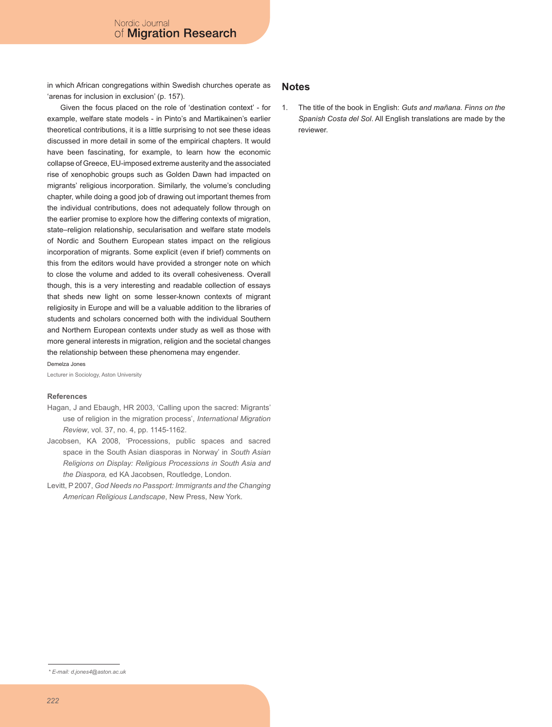in which African congregations within Swedish churches operate as 'arenas for inclusion in exclusion' (p. 157).

Given the focus placed on the role of 'destination context' - for example, welfare state models - in Pinto's and Martikainen's earlier theoretical contributions, it is a little surprising to not see these ideas discussed in more detail in some of the empirical chapters. It would have been fascinating, for example, to learn how the economic collapse of Greece, EU-imposed extreme austerity and the associated rise of xenophobic groups such as Golden Dawn had impacted on migrants' religious incorporation. Similarly, the volume's concluding chapter, while doing a good job of drawing out important themes from the individual contributions, does not adequately follow through on the earlier promise to explore how the differing contexts of migration, state–religion relationship, secularisation and welfare state models of Nordic and Southern European states impact on the religious incorporation of migrants. Some explicit (even if brief) comments on this from the editors would have provided a stronger note on which to close the volume and added to its overall cohesiveness. Overall though, this is a very interesting and readable collection of essays that sheds new light on some lesser-known contexts of migrant religiosity in Europe and will be a valuable addition to the libraries of students and scholars concerned both with the individual Southern and Northern European contexts under study as well as those with more general interests in migration, religion and the societal changes the relationship between these phenomena may engender.

Demelza Jones

Lecturer in Sociology, Aston University

### References

Hagan, J and Ebaugh, HR 2003, 'Calling upon the sacred: Migrants' use of religion in the migration process', *International Migration Review*, vol. 37, no. 4, pp. 1145-1162.

Jacobsen, KA 2008, 'Processions, public spaces and sacred space in the South Asian diasporas in Norway' in *South Asian Religions on Display: Religious Processions in South Asia and the Diaspora,* ed KA Jacobsen, Routledge, London.

Levitt, P 2007, *God Needs no Passport: Immigrants and the Changing American Religious Landscape*, New Press, New York.

## Notes

1. The title of the book in English: *Guts and mañana. Finns on the Spanish Costa del Sol*. All English translations are made by the reviewer.

* E-mail: d.jones4@aston.ac.uk